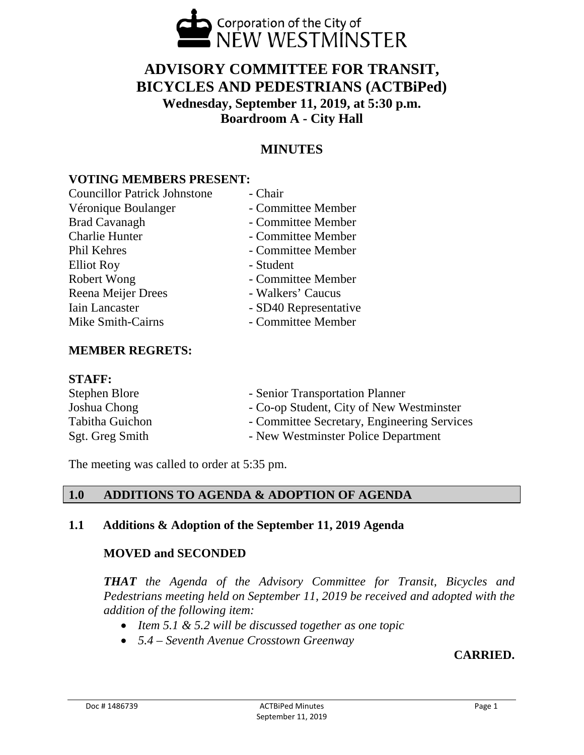Corporation of the City of NEW WESTMINSTER

# ADVISORY COMMITTEE FOR TRANSIT, BICYCLES AND PEDESTRIANS (ACTBiPed)

**Wednesday, September 11, 2019, at 5:30 p.m.**
**Boardroom A - City Hall**

## MINUTES

### VOTING MEMBERS PRESENT:

| | |
|---|---|
| Councillor Patrick Johnstone | - Chair |
| Véronique Boulanger | - Committee Member |
| Brad Cavanagh | - Committee Member |
| Charlie Hunter | - Committee Member |
| Phil Kehres | - Committee Member |
| Elliot Roy | - Student |
| Robert Wong | - Committee Member |
| Reena Meijer Drees | - Walkers' Caucus |
| Iain Lancaster | - SD40 Representative |
| Mike Smith-Cairns | - Committee Member |

### MEMBER REGRETS:

### STAFF:

| | |
|---|---|
| Stephen Blore | - Senior Transportation Planner |
| Joshua Chong | - Co-op Student, City of New Westminster |
| Tabitha Guichon | - Committee Secretary, Engineering Services |
| Sgt. Greg Smith | - New Westminster Police Department |

The meeting was called to order at 5:35 pm.

## 1.0 ADDITIONS TO AGENDA & ADOPTION OF AGENDA

### 1.1 Additions & Adoption of the September 11, 2019 Agenda

**MOVED and SECONDED**

***THAT** the Agenda of the Advisory Committee for Transit, Bicycles and Pedestrians meeting held on September 11, 2019 be received and adopted with the addition of the following item:*

- *Item 5.1 & 5.2 will be discussed together as one topic*
- *5.4 – Seventh Avenue Crosstown Greenway*

**CARRIED.**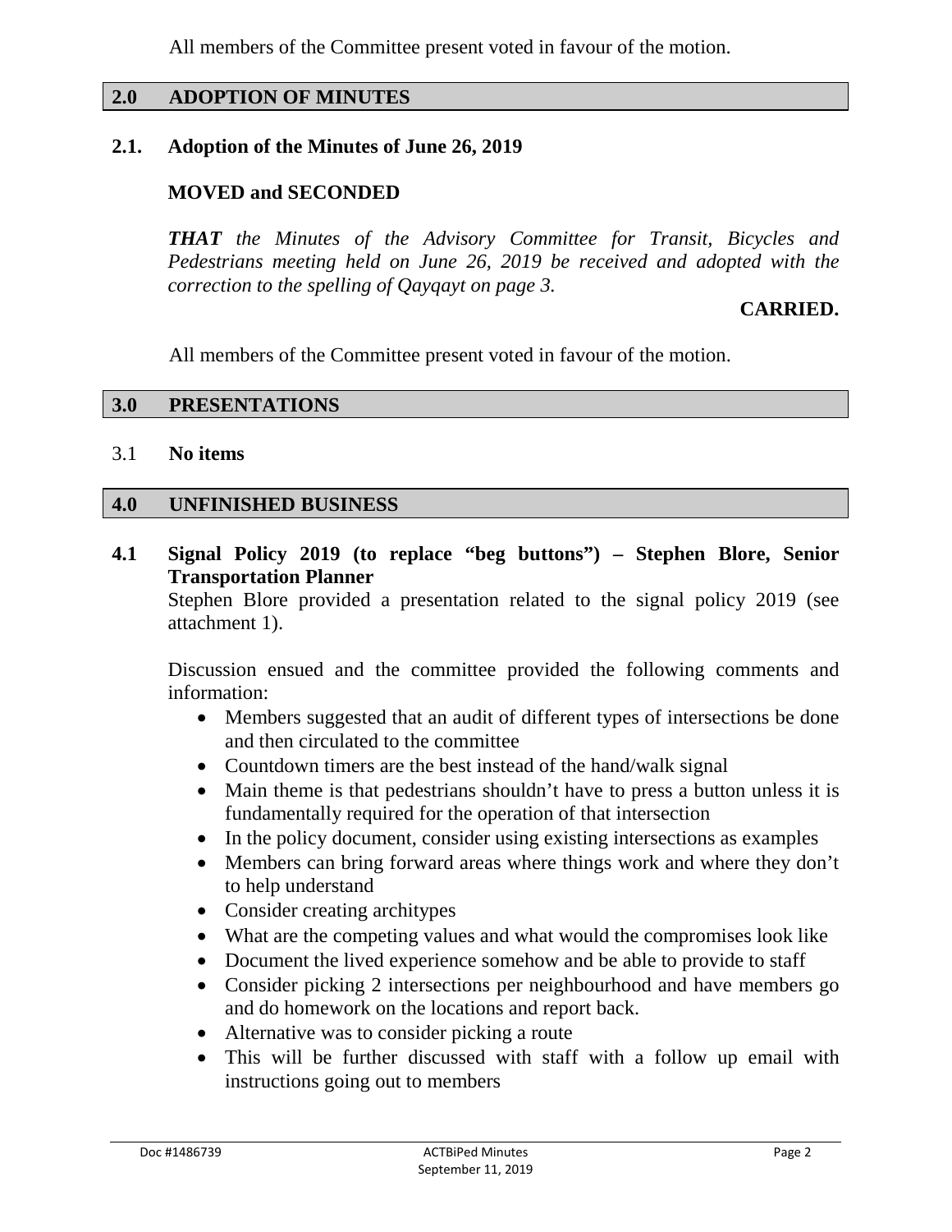All members of the Committee present voted in favour of the motion.

## 2.0 ADOPTION OF MINUTES

### 2.1. Adoption of the Minutes of June 26, 2019

**MOVED and SECONDED**

***THAT*** *the Minutes of the Advisory Committee for Transit, Bicycles and Pedestrians meeting held on June 26, 2019 be received and adopted with the correction to the spelling of Qayqayt on page 3.*

**CARRIED.**

All members of the Committee present voted in favour of the motion.

## 3.0 PRESENTATIONS

3.1 **No items**

## 4.0 UNFINISHED BUSINESS

### 4.1 Signal Policy 2019 (to replace "beg buttons") – Stephen Blore, Senior Transportation Planner

Stephen Blore provided a presentation related to the signal policy 2019 (see attachment 1).

Discussion ensued and the committee provided the following comments and information:

- Members suggested that an audit of different types of intersections be done and then circulated to the committee
- Countdown timers are the best instead of the hand/walk signal
- Main theme is that pedestrians shouldn't have to press a button unless it is fundamentally required for the operation of that intersection
- In the policy document, consider using existing intersections as examples
- Members can bring forward areas where things work and where they don't to help understand
- Consider creating architypes
- What are the competing values and what would the compromises look like
- Document the lived experience somehow and be able to provide to staff
- Consider picking 2 intersections per neighbourhood and have members go and do homework on the locations and report back.
- Alternative was to consider picking a route
- This will be further discussed with staff with a follow up email with instructions going out to members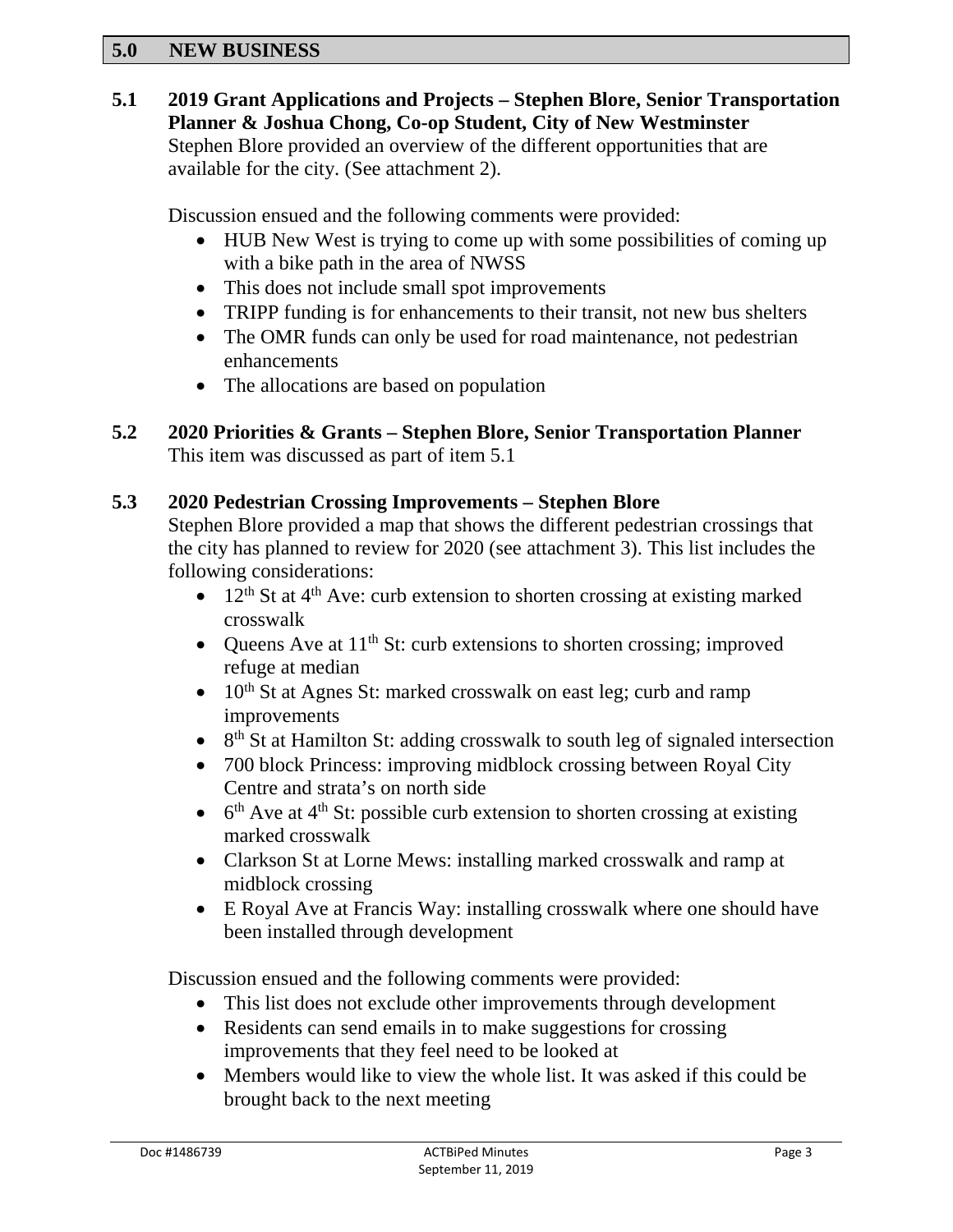## 5.0 NEW BUSINESS

### 5.1 2019 Grant Applications and Projects – Stephen Blore, Senior Transportation Planner & Joshua Chong, Co-op Student, City of New Westminster

Stephen Blore provided an overview of the different opportunities that are available for the city. (See attachment 2).

Discussion ensued and the following comments were provided:

- HUB New West is trying to come up with some possibilities of coming up with a bike path in the area of NWSS
- This does not include small spot improvements
- TRIPP funding is for enhancements to their transit, not new bus shelters
- The OMR funds can only be used for road maintenance, not pedestrian enhancements
- The allocations are based on population

### 5.2 2020 Priorities & Grants – Stephen Blore, Senior Transportation Planner

This item was discussed as part of item 5.1

### 5.3 2020 Pedestrian Crossing Improvements – Stephen Blore

Stephen Blore provided a map that shows the different pedestrian crossings that the city has planned to review for 2020 (see attachment 3). This list includes the following considerations:

- 12th St at 4th Ave: curb extension to shorten crossing at existing marked crosswalk
- Queens Ave at 11th St: curb extensions to shorten crossing; improved refuge at median
- 10th St at Agnes St: marked crosswalk on east leg; curb and ramp improvements
- 8th St at Hamilton St: adding crosswalk to south leg of signaled intersection
- 700 block Princess: improving midblock crossing between Royal City Centre and strata's on north side
- 6th Ave at 4th St: possible curb extension to shorten crossing at existing marked crosswalk
- Clarkson St at Lorne Mews: installing marked crosswalk and ramp at midblock crossing
- E Royal Ave at Francis Way: installing crosswalk where one should have been installed through development

Discussion ensued and the following comments were provided:

- This list does not exclude other improvements through development
- Residents can send emails in to make suggestions for crossing improvements that they feel need to be looked at
- Members would like to view the whole list. It was asked if this could be brought back to the next meeting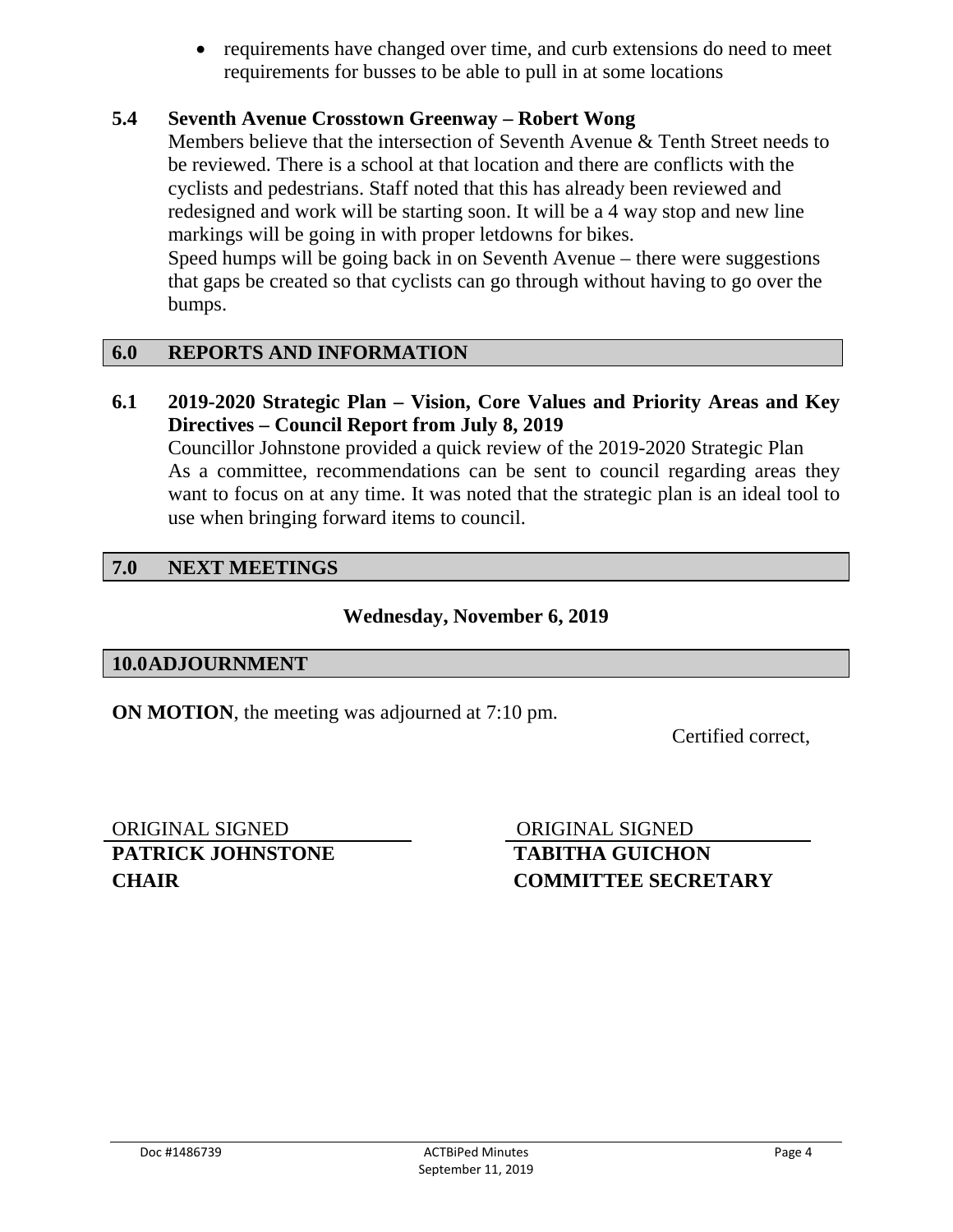- requirements have changed over time, and curb extensions do need to meet requirements for busses to be able to pull in at some locations

### 5.4 Seventh Avenue Crosstown Greenway – Robert Wong

Members believe that the intersection of Seventh Avenue & Tenth Street needs to be reviewed. There is a school at that location and there are conflicts with the cyclists and pedestrians. Staff noted that this has already been reviewed and redesigned and work will be starting soon. It will be a 4 way stop and new line markings will be going in with proper letdowns for bikes.

Speed humps will be going back in on Seventh Avenue – there were suggestions that gaps be created so that cyclists can go through without having to go over the bumps.

## 6.0 REPORTS AND INFORMATION

### 6.1 2019-2020 Strategic Plan – Vision, Core Values and Priority Areas and Key Directives – Council Report from July 8, 2019

Councillor Johnstone provided a quick review of the 2019-2020 Strategic Plan

As a committee, recommendations can be sent to council regarding areas they want to focus on at any time. It was noted that the strategic plan is an ideal tool to use when bringing forward items to council.

## 7.0 NEXT MEETINGS

**Wednesday, November 6, 2019**

## 10.0 ADJOURNMENT

**ON MOTION**, the meeting was adjourned at 7:10 pm.

Certified correct,

ORIGINAL SIGNED
**PATRICK JOHNSTONE**
**CHAIR**

ORIGINAL SIGNED
**TABITHA GUICHON**
**COMMITTEE SECRETARY**